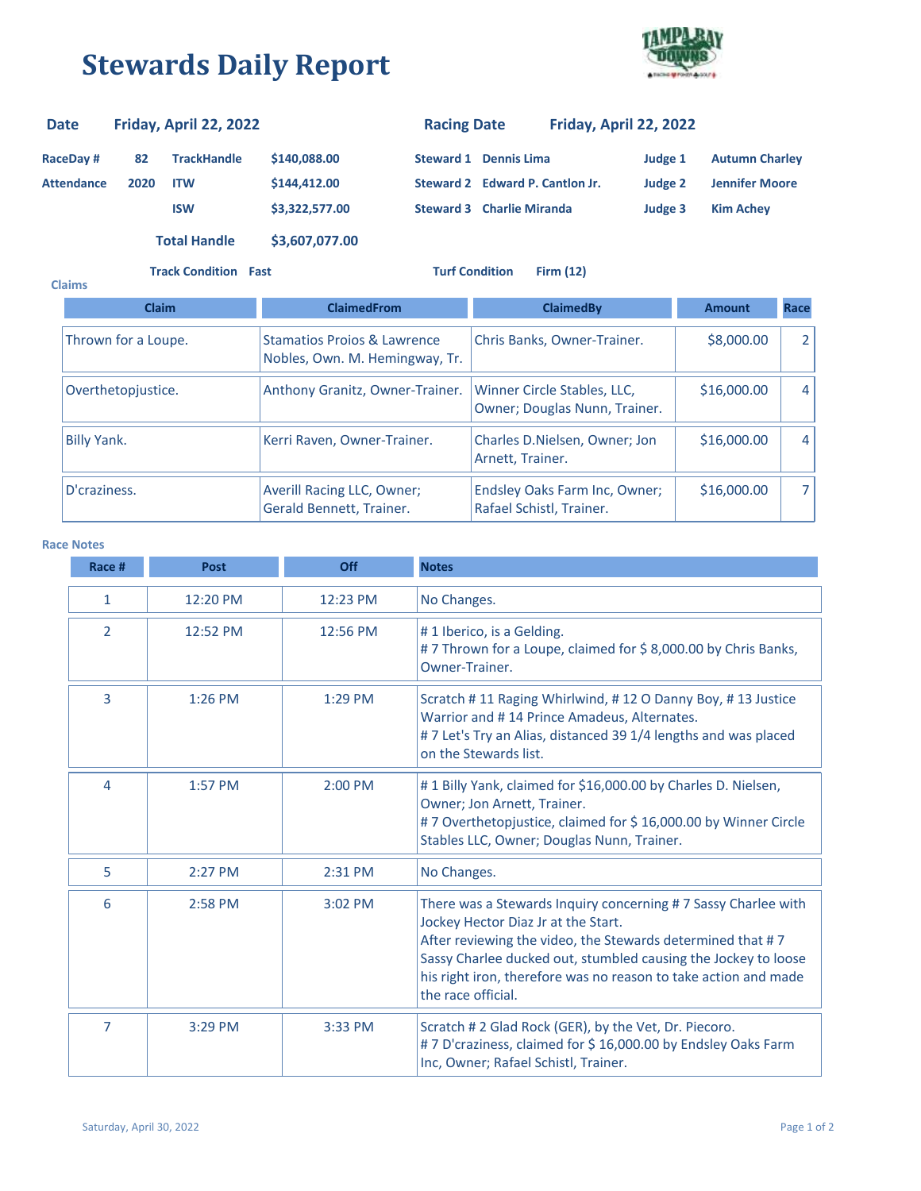# Stewards Daily Report

| | | | | | | | |
|---|---|---|---|---|---|---|---|
| **Date** | **Friday, April 22, 2022** | | | **Racing Date** | **Friday, April 22, 2022** | | |
| **RaceDay #** | **82** | **TrackHandle** | **$140,088.00** | **Steward 1** | **Dennis Lima** | **Judge 1** | **Autumn Charley** |
| **Attendance** | **2020** | **ITW** | **$144,412.00** | **Steward 2** | **Edward P. Cantlon Jr.** | **Judge 2** | **Jennifer Moore** |
| | | **ISW** | **$3,322,577.00** | **Steward 3** | **Charlie Miranda** | **Judge 3** | **Kim Achey** |
| | | **Total Handle** | **$3,607,077.00** | | | | |

**Track Condition** Fast **Turf Condition** Firm (12)

**Claims**

| Claim | ClaimedFrom | ClaimedBy | Amount | Race |
|---|---|---|---|---|
| Thrown for a Loupe. | Stamatios Proios & Lawrence Nobles, Own. M. Hemingway, Tr. | Chris Banks, Owner-Trainer. | $8,000.00 | 2 |
| Overthetopjustice. | Anthony Granitz, Owner-Trainer. | Winner Circle Stables, LLC, Owner; Douglas Nunn, Trainer. | $16,000.00 | 4 |
| Billy Yank. | Kerri Raven, Owner-Trainer. | Charles D.Nielsen, Owner; Jon Arnett, Trainer. | $16,000.00 | 4 |
| D'craziness. | Averill Racing LLC, Owner; Gerald Bennett, Trainer. | Endsley Oaks Farm Inc, Owner; Rafael Schistl, Trainer. | $16,000.00 | 7 |

**Race Notes**

| Race # | Post | Off | Notes |
|---|---|---|---|
| 1 | 12:20 PM | 12:23 PM | No Changes. |
| 2 | 12:52 PM | 12:56 PM | # 1 Iberico, is a Gelding.<br># 7 Thrown for a Loupe, claimed for $ 8,000.00 by Chris Banks, Owner-Trainer. |
| 3 | 1:26 PM | 1:29 PM | Scratch # 11 Raging Whirlwind, # 12 O Danny Boy, # 13 Justice Warrior and # 14 Prince Amadeus, Alternates.<br># 7 Let's Try an Alias, distanced 39 1/4 lengths and was placed on the Stewards list. |
| 4 | 1:57 PM | 2:00 PM | # 1 Billy Yank, claimed for $16,000.00 by Charles D. Nielsen, Owner; Jon Arnett, Trainer.<br># 7 Overthetopjustice, claimed for $ 16,000.00 by Winner Circle Stables LLC, Owner; Douglas Nunn, Trainer. |
| 5 | 2:27 PM | 2:31 PM | No Changes. |
| 6 | 2:58 PM | 3:02 PM | There was a Stewards Inquiry concerning # 7 Sassy Charlee with Jockey Hector Diaz Jr at the Start.<br>After reviewing the video, the Stewards determined that # 7 Sassy Charlee ducked out, stumbled causing the Jockey to loose his right iron, therefore was no reason to take action and made the race official. |
| 7 | 3:29 PM | 3:33 PM | Scratch # 2 Glad Rock (GER), by the Vet, Dr. Piecoro.<br># 7 D'craziness, claimed for $ 16,000.00 by Endsley Oaks Farm Inc, Owner; Rafael Schistl, Trainer. |

Saturday, April 30, 2022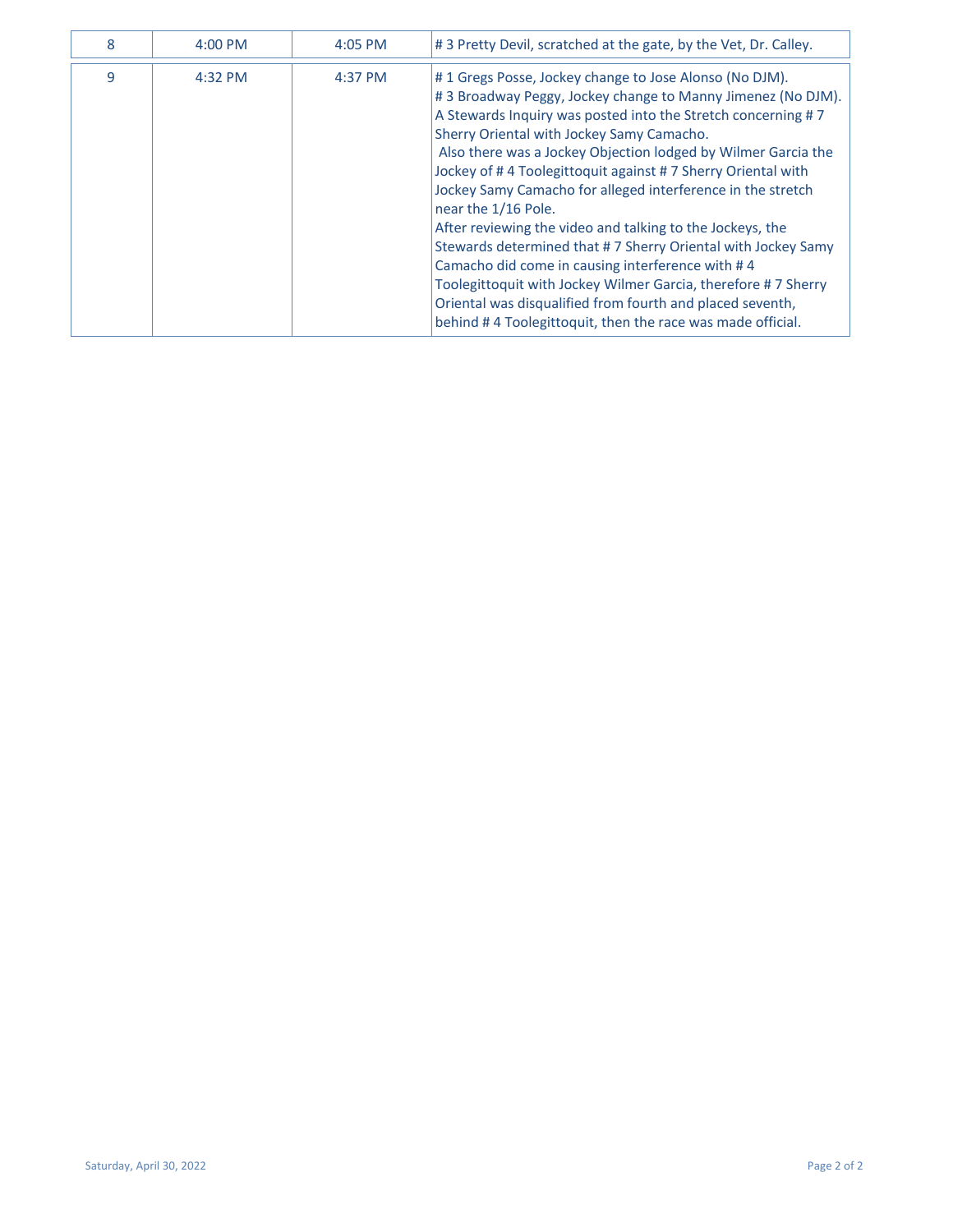| | | | |
|---|---|---|---|
| 8 | 4:00 PM | 4:05 PM | # 3 Pretty Devil, scratched at the gate, by the Vet, Dr. Calley. |
| 9 | 4:32 PM | 4:37 PM | # 1 Gregs Posse, Jockey change to Jose Alonso (No DJM).<br># 3 Broadway Peggy, Jockey change to Manny Jimenez (No DJM).<br>A Stewards Inquiry was posted into the Stretch concerning # 7 Sherry Oriental with Jockey Samy Camacho.<br>Also there was a Jockey Objection lodged by Wilmer Garcia the Jockey of # 4 Toolegittoquit against # 7 Sherry Oriental with Jockey Samy Camacho for alleged interference in the stretch near the 1/16 Pole.<br>After reviewing the video and talking to the Jockeys, the Stewards determined that # 7 Sherry Oriental with Jockey Samy Camacho did come in causing interference with # 4 Toolegittoquit with Jockey Wilmer Garcia, therefore # 7 Sherry Oriental was disqualified from fourth and placed seventh, behind # 4 Toolegittoquit, then the race was made official. |